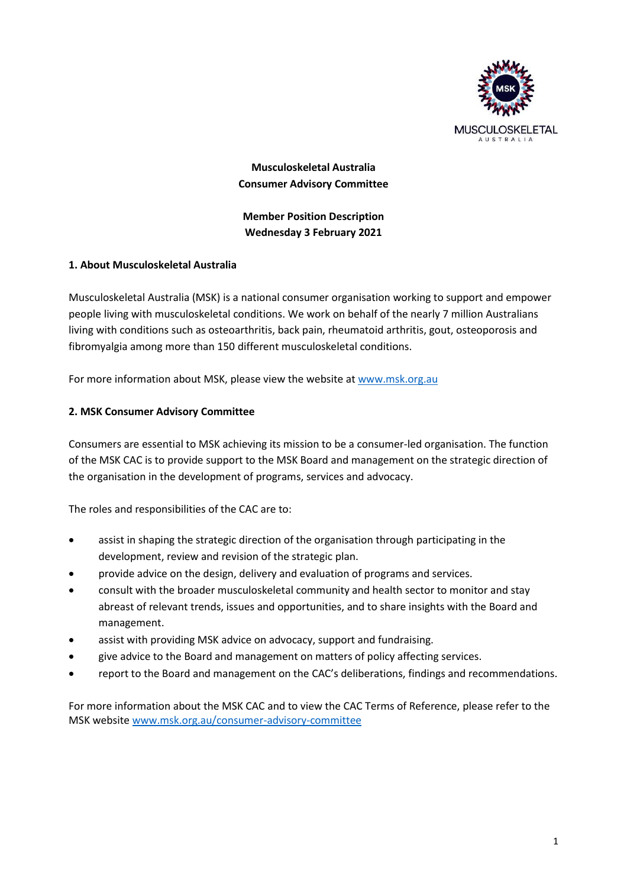**Musculoskeletal Australia**
**Consumer Advisory Committee**

**Member Position Description**
**Wednesday 3 February 2021**

## 1. About Musculoskeletal Australia

Musculoskeletal Australia (MSK) is a national consumer organisation working to support and empower people living with musculoskeletal conditions. We work on behalf of the nearly 7 million Australians living with conditions such as osteoarthritis, back pain, rheumatoid arthritis, gout, osteoporosis and fibromyalgia among more than 150 different musculoskeletal conditions.

For more information about MSK, please view the website at [www.msk.org.au](www.msk.org.au)

## 2. MSK Consumer Advisory Committee

Consumers are essential to MSK achieving its mission to be a consumer-led organisation. The function of the MSK CAC is to provide support to the MSK Board and management on the strategic direction of the organisation in the development of programs, services and advocacy.

The roles and responsibilities of the CAC are to:

- assist in shaping the strategic direction of the organisation through participating in the development, review and revision of the strategic plan.
- provide advice on the design, delivery and evaluation of programs and services.
- consult with the broader musculoskeletal community and health sector to monitor and stay abreast of relevant trends, issues and opportunities, and to share insights with the Board and management.
- assist with providing MSK advice on advocacy, support and fundraising.
- give advice to the Board and management on matters of policy affecting services.
- report to the Board and management on the CAC's deliberations, findings and recommendations.

For more information about the MSK CAC and to view the CAC Terms of Reference, please refer to the MSK website [www.msk.org.au/consumer-advisory-committee](www.msk.org.au/consumer-advisory-committee)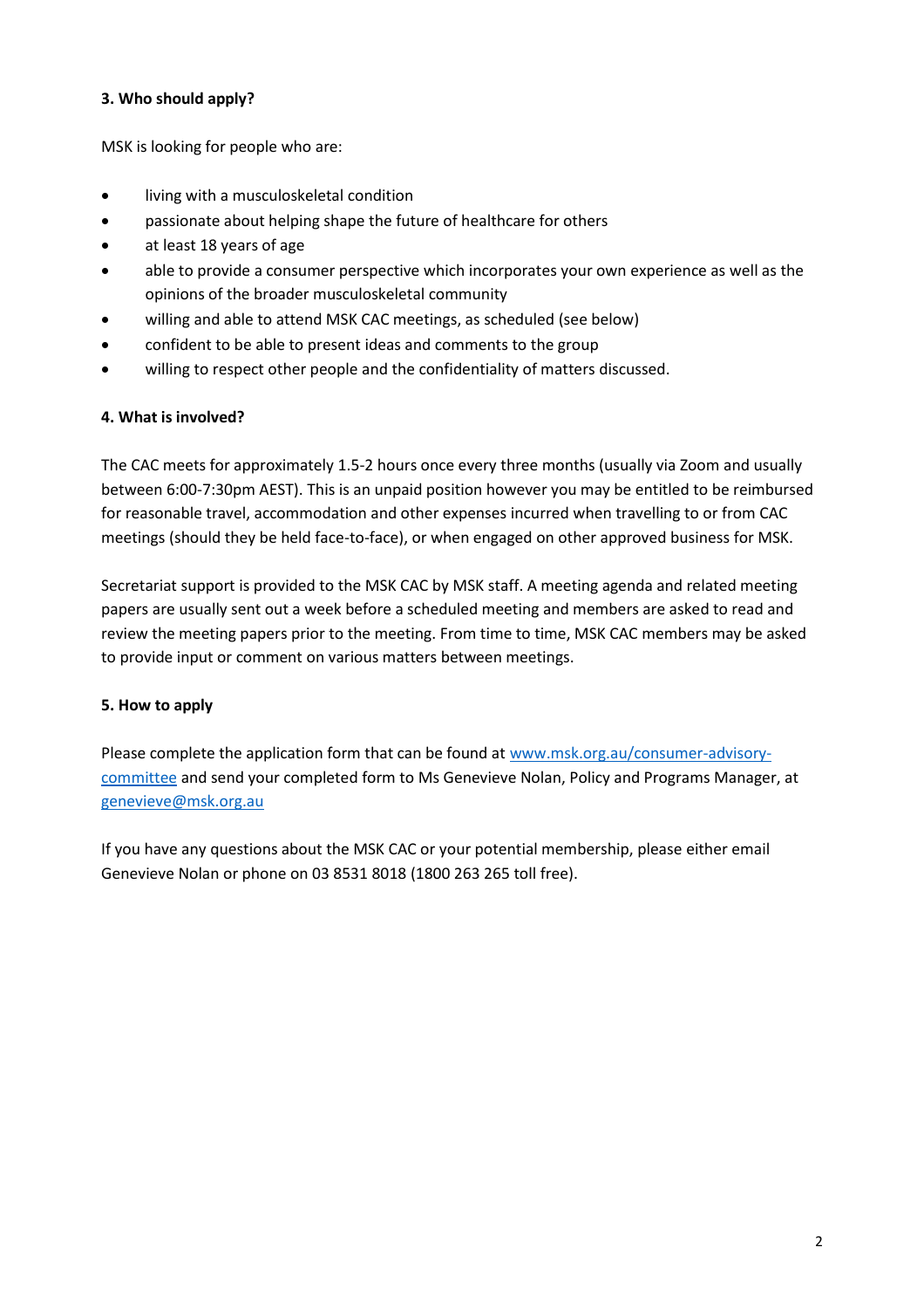**3. Who should apply?**

MSK is looking for people who are:

- living with a musculoskeletal condition
- passionate about helping shape the future of healthcare for others
- at least 18 years of age
- able to provide a consumer perspective which incorporates your own experience as well as the opinions of the broader musculoskeletal community
- willing and able to attend MSK CAC meetings, as scheduled (see below)
- confident to be able to present ideas and comments to the group
- willing to respect other people and the confidentiality of matters discussed.

**4. What is involved?**

The CAC meets for approximately 1.5-2 hours once every three months (usually via Zoom and usually between 6:00-7:30pm AEST). This is an unpaid position however you may be entitled to be reimbursed for reasonable travel, accommodation and other expenses incurred when travelling to or from CAC meetings (should they be held face-to-face), or when engaged on other approved business for MSK.

Secretariat support is provided to the MSK CAC by MSK staff. A meeting agenda and related meeting papers are usually sent out a week before a scheduled meeting and members are asked to read and review the meeting papers prior to the meeting. From time to time, MSK CAC members may be asked to provide input or comment on various matters between meetings.

**5. How to apply**

Please complete the application form that can be found at [www.msk.org.au/consumer-advisory-committee](http://www.msk.org.au/consumer-advisory-committee) and send your completed form to Ms Genevieve Nolan, Policy and Programs Manager, at [genevieve@msk.org.au](mailto:genevieve@msk.org.au)

If you have any questions about the MSK CAC or your potential membership, please either email Genevieve Nolan or phone on 03 8531 8018 (1800 263 265 toll free).